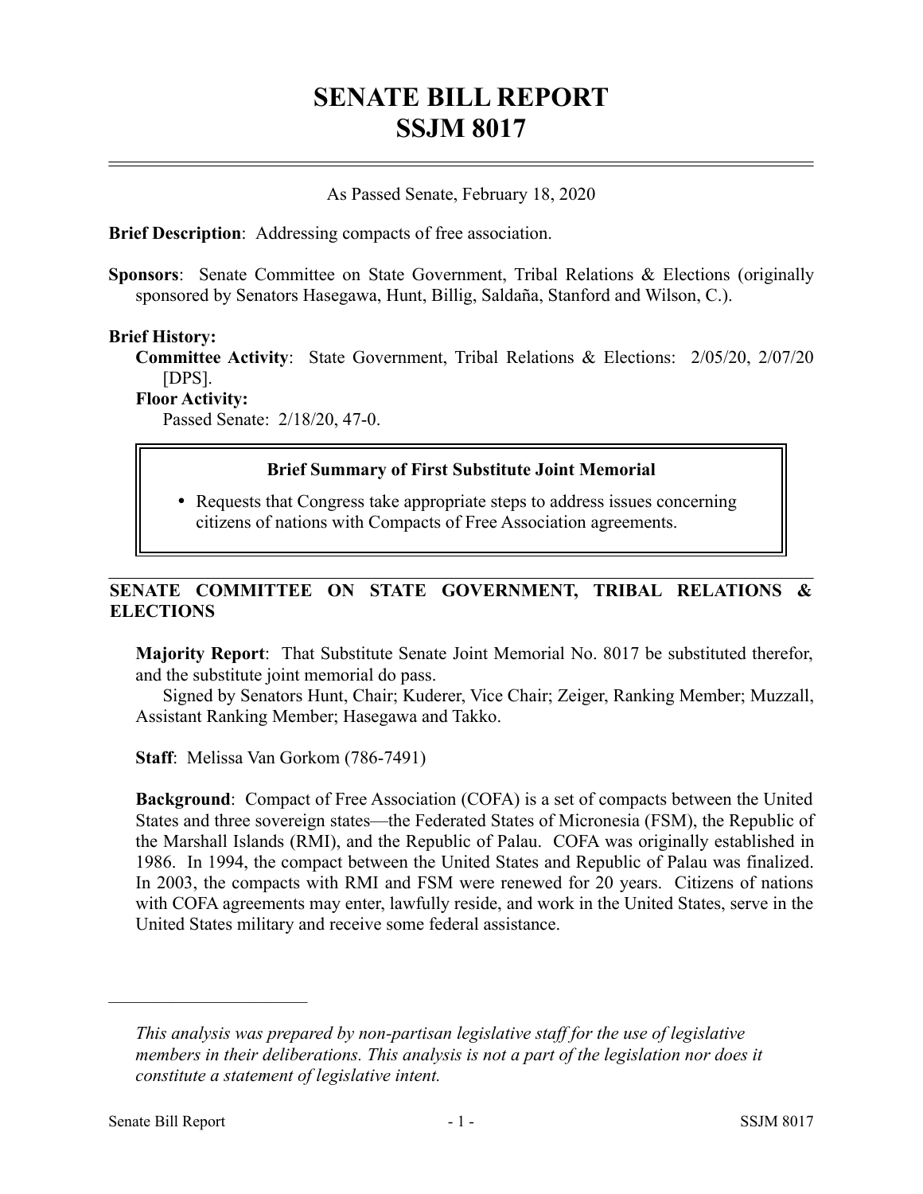# SENATE BILL REPORT
# SSJM 8017

As Passed Senate, February 18, 2020

**Brief Description**: Addressing compacts of free association.

**Sponsors**: Senate Committee on State Government, Tribal Relations & Elections (originally sponsored by Senators Hasegawa, Hunt, Billig, Saldaña, Stanford and Wilson, C.).

**Brief History:**

**Committee Activity**: State Government, Tribal Relations & Elections: 2/05/20, 2/07/20 [DPS].

**Floor Activity:**

Passed Senate: 2/18/20, 47-0.

**Brief Summary of First Substitute Joint Memorial**

- Requests that Congress take appropriate steps to address issues concerning citizens of nations with Compacts of Free Association agreements.

## SENATE COMMITTEE ON STATE GOVERNMENT, TRIBAL RELATIONS & ELECTIONS

**Majority Report**: That Substitute Senate Joint Memorial No. 8017 be substituted therefor, and the substitute joint memorial do pass.

Signed by Senators Hunt, Chair; Kuderer, Vice Chair; Zeiger, Ranking Member; Muzzall, Assistant Ranking Member; Hasegawa and Takko.

**Staff**: Melissa Van Gorkom (786-7491)

**Background**: Compact of Free Association (COFA) is a set of compacts between the United States and three sovereign states—the Federated States of Micronesia (FSM), the Republic of the Marshall Islands (RMI), and the Republic of Palau. COFA was originally established in 1986. In 1994, the compact between the United States and Republic of Palau was finalized. In 2003, the compacts with RMI and FSM were renewed for 20 years. Citizens of nations with COFA agreements may enter, lawfully reside, and work in the United States, serve in the United States military and receive some federal assistance.

---

*This analysis was prepared by non-partisan legislative staff for the use of legislative members in their deliberations. This analysis is not a part of the legislation nor does it constitute a statement of legislative intent.*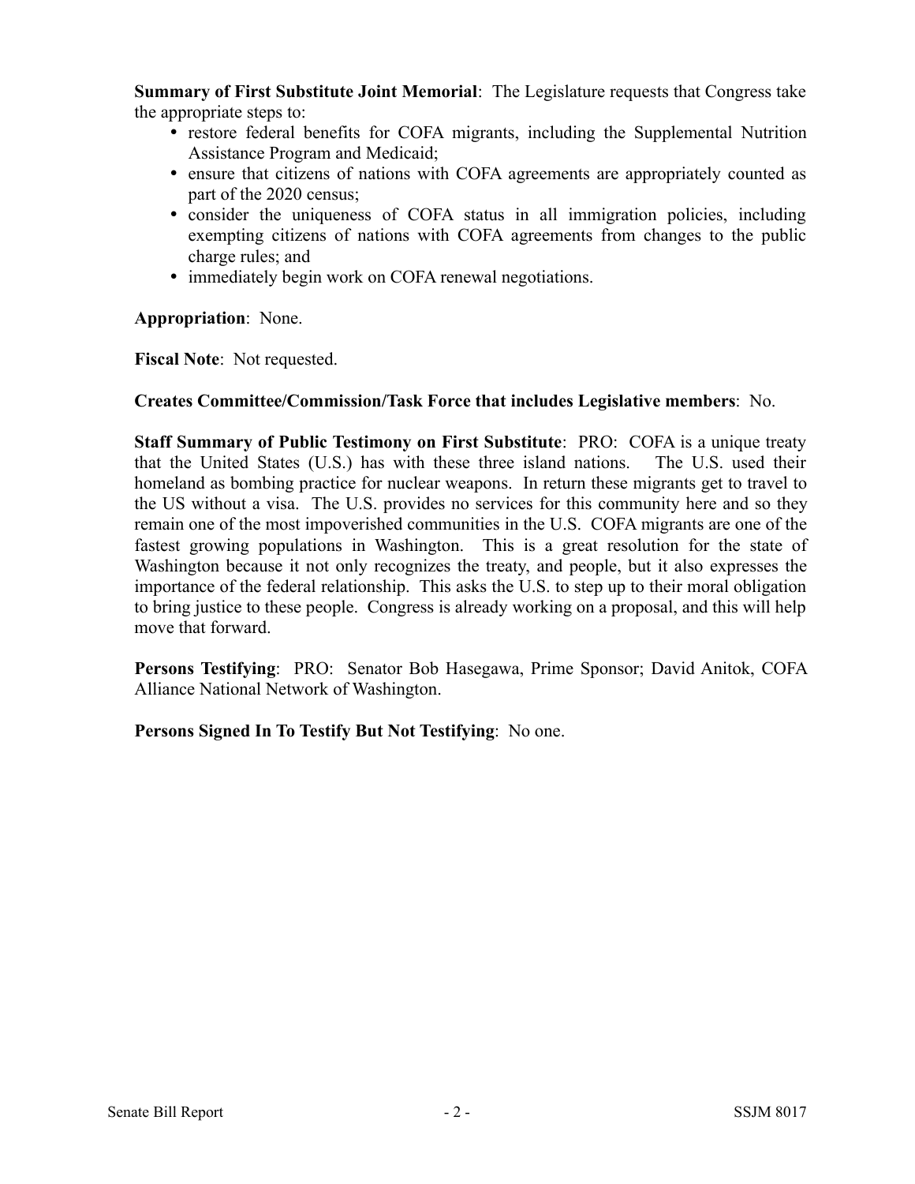**Summary of First Substitute Joint Memorial**: The Legislature requests that Congress take the appropriate steps to:

- restore federal benefits for COFA migrants, including the Supplemental Nutrition Assistance Program and Medicaid;
- ensure that citizens of nations with COFA agreements are appropriately counted as part of the 2020 census;
- consider the uniqueness of COFA status in all immigration policies, including exempting citizens of nations with COFA agreements from changes to the public charge rules; and
- immediately begin work on COFA renewal negotiations.

**Appropriation**: None.

**Fiscal Note**: Not requested.

**Creates Committee/Commission/Task Force that includes Legislative members**: No.

**Staff Summary of Public Testimony on First Substitute**: PRO: COFA is a unique treaty that the United States (U.S.) has with these three island nations. The U.S. used their homeland as bombing practice for nuclear weapons. In return these migrants get to travel to the US without a visa. The U.S. provides no services for this community here and so they remain one of the most impoverished communities in the U.S. COFA migrants are one of the fastest growing populations in Washington. This is a great resolution for the state of Washington because it not only recognizes the treaty, and people, but it also expresses the importance of the federal relationship. This asks the U.S. to step up to their moral obligation to bring justice to these people. Congress is already working on a proposal, and this will help move that forward.

**Persons Testifying**: PRO: Senator Bob Hasegawa, Prime Sponsor; David Anitok, COFA Alliance National Network of Washington.

**Persons Signed In To Testify But Not Testifying**: No one.